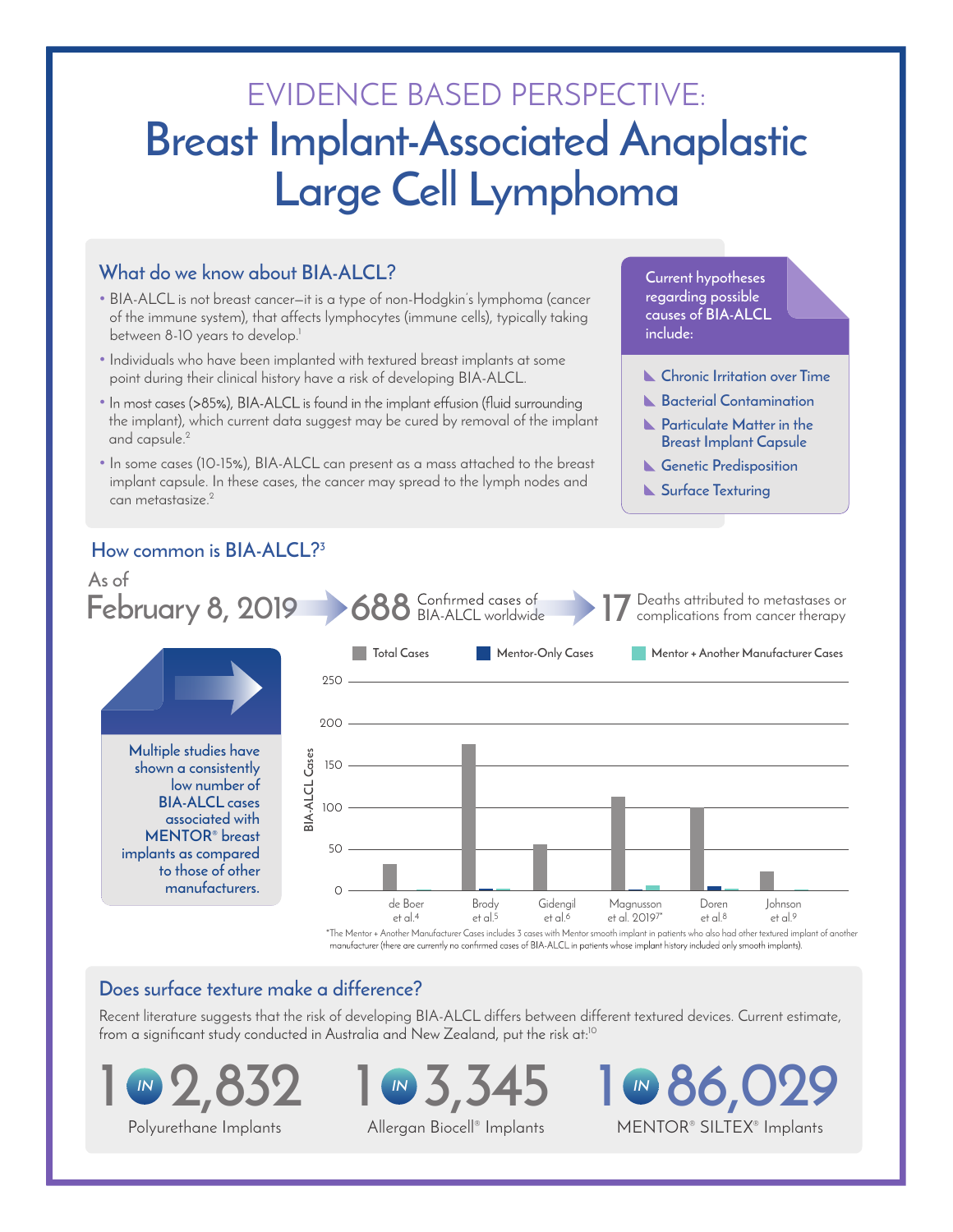# EVIDENCE BASED PERSPECTIVE:

# Breast Implant-Associated Anaplastic Large Cell Lymphoma

## What do we know about BIA-ALCL?

- BIA-ALCL is not breast cancer—it is a type of non-Hodgkin's lymphoma (cancer of the immune system), that affects lymphocytes (immune cells), typically taking between 8-10 years to develop.[1]
- Individuals who have been implanted with textured breast implants at some point during their clinical history have a risk of developing BIA-ALCL.
- In most cases (>85%), BIA-ALCL is found in the implant effusion (fluid surrounding the implant), which current data suggest may be cured by removal of the implant and capsule.[2]
- In some cases (10-15%), BIA-ALCL can present as a mass attached to the breast implant capsule. In these cases, the cancer may spread to the lymph nodes and can metastasize.[2]

Current hypotheses regarding possible causes of BIA-ALCL include:

- Chronic Irritation over Time
- Bacterial Contamination
- Particulate Matter in the Breast Implant Capsule
- Genetic Predisposition
- Surface Texturing

## How common is BIA-ALCL?[3]

As of February 8, 2019 — **688** Confirmed cases of BIA-ALCL worldwide — **17** Deaths attributed to metastases or complications from cancer therapy

Multiple studies have shown a consistently low number of BIA-ALCL cases associated with MENTOR® breast implants as compared to those of other manufacturers.

Legend: Total Cases | Mentor-Only Cases | Mentor + Another Manufacturer Cases

Y-axis: BIA-ALCL Cases (0–250)

X-axis: de Boer et al.[4], Brody et al.[5], Gidengil et al.[6], Magnusson et al. 2019*, Doren et al.[8], Johnson et al.[9]

*The Mentor + Another Manufacturer Cases includes 3 cases with Mentor smooth implant in patients who also had other textured implant of another manufacturer (there are currently no confirmed cases of BIA-ALCL in patients whose implant history included only smooth implants).

## Does surface texture make a difference?

Recent literature suggests that the risk of developing BIA-ALCL differs between different textured devices. Current estimate, from a significant study conducted in Australia and New Zealand, put the risk at:[10]

**1 IN 2,832** Polyurethane Implants

**1 IN 3,345** Allergan Biocell® Implants

**1 IN 86,029** MENTOR® SILTEX® Implants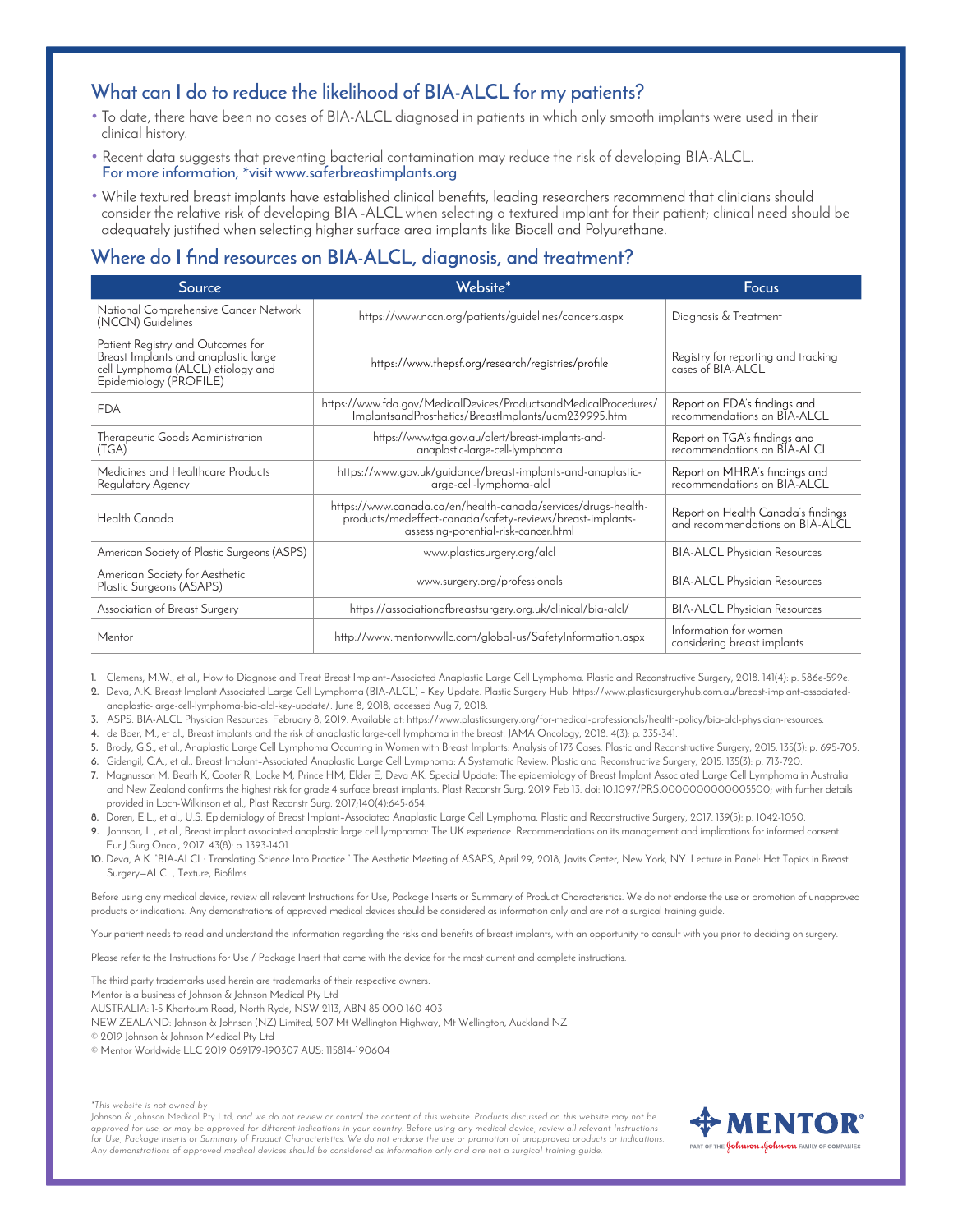## What can I do to reduce the likelihood of BIA-ALCL for my patients?

- To date, there have been no cases of BIA-ALCL diagnosed in patients in which only smooth implants were used in their clinical history.
- Recent data suggests that preventing bacterial contamination may reduce the risk of developing BIA-ALCL. **For more information, *visit www.saferbreastimplants.org**
- While textured breast implants have established clinical benefits, leading researchers recommend that clinicians should consider the relative risk of developing BIA -ALCL when selecting a textured implant for their patient; clinical need should be adequately justified when selecting higher surface area implants like Biocell and Polyurethane.

## Where do I find resources on BIA-ALCL, diagnosis, and treatment?

| Source | Website* | Focus |
|---|---|---|
| National Comprehensive Cancer Network (NCCN) Guidelines | https://www.nccn.org/patients/guidelines/cancers.aspx | Diagnosis & Treatment |
| Patient Registry and Outcomes for Breast Implants and anaplastic large cell Lymphoma (ALCL) etiology and Epidemiology (PROFILE) | https://www.thepsf.org/research/registries/profile | Registry for reporting and tracking cases of BIA-ALCL |
| FDA | https://www.fda.gov/MedicalDevices/ProductsandMedicalProcedures/ImplantsandProsthetics/BreastImplants/ucm239995.htm | Report on FDA's findings and recommendations on BIA-ALCL |
| Therapeutic Goods Administration (TGA) | https://www.tga.gov.au/alert/breast-implants-and-anaplastic-large-cell-lymphoma | Report on TGA's findings and recommendations on BIA-ALCL |
| Medicines and Healthcare Products Regulatory Agency | https://www.gov.uk/guidance/breast-implants-and-anaplastic-large-cell-lymphoma-alcl | Report on MHRA's findings and recommendations on BIA-ALCL |
| Health Canada | https://www.canada.ca/en/health-canada/services/drugs-health-products/medeffect-canada/safety-reviews/breast-implants-assessing-potential-risk-cancer.html | Report on Health Canada's findings and recommendations on BIA-ALCL |
| American Society of Plastic Surgeons (ASPS) | www.plasticsurgery.org/alcl | BIA-ALCL Physician Resources |
| American Society for Aesthetic Plastic Surgeons (ASAPS) | www.surgery.org/professionals | BIA-ALCL Physician Resources |
| Association of Breast Surgery | https://associationofbreastsurgery.org.uk/clinical/bia-alcl/ | BIA-ALCL Physician Resources |
| Mentor | http://www.mentorwwllc.com/global-us/SafetyInformation.aspx | Information for women considering breast implants |

1. Clemens, M.W., et al., How to Diagnose and Treat Breast Implant–Associated Anaplastic Large Cell Lymphoma. Plastic and Reconstructive Surgery, 2018. 141(4): p. 586e-599e.
2. Deva, A.K. Breast Implant Associated Large Cell Lymphoma (BIA-ALCL) – Key Update. Plastic Surgery Hub. https://www.plasticsurgeryhub.com.au/breast-implant-associated-anaplastic-large-cell-lymphoma-bia-alcl-key-update/. June 8, 2018, accessed Aug 7, 2018.
3. ASPS. BIA-ALCL Physician Resources. February 8, 2019. Available at: https://www.plasticsurgery.org/for-medical-professionals/health-policy/bia-alcl-physician-resources.
4. de Boer, M., et al., Breast implants and the risk of anaplastic large-cell lymphoma in the breast. JAMA Oncology, 2018. 4(3): p. 335-341.
5. Brody, G.S., et al., Anaplastic Large Cell Lymphoma Occurring in Women with Breast Implants: Analysis of 173 Cases. Plastic and Reconstructive Surgery, 2015. 135(3): p. 695-705.
6. Gidengil, C.A., et al., Breast Implant–Associated Anaplastic Large Cell Lymphoma: A Systematic Review. Plastic and Reconstructive Surgery, 2015. 135(3): p. 713-720.
7. Magnusson M, Beath K, Cooter R, Locke M, Prince HM, Elder E, Deva AK. Special Update: The epidemiology of Breast Implant Associated Large Cell Lymphoma in Australia and New Zealand confirms the highest risk for grade 4 surface breast implants. Plast Reconstr Surg. 2019 Feb 13. doi: 10.1097/PRS.0000000000005500; with further details provided in Loch-Wilkinson et al., Plast Reconstr Surg. 2017;140(4):645-654.
8. Doren, E.L., et al., U.S. Epidemiology of Breast Implant–Associated Anaplastic Large Cell Lymphoma. Plastic and Reconstructive Surgery, 2017. 139(5): p. 1042-1050.
9. Johnson, L., et al., Breast implant associated anaplastic large cell lymphoma: The UK experience. Recommendations on its management and implications for informed consent. Eur J Surg Oncol, 2017. 43(8): p. 1393-1401.
10. Deva, A.K. "BIA-ALCL: Translating Science Into Practice." The Aesthetic Meeting of ASAPS, April 29, 2018, Javits Center, New York, NY. Lecture in Panel: Hot Topics in Breast Surgery—ALCL, Texture, Biofilms.

Before using any medical device, review all relevant Instructions for Use, Package Inserts or Summary of Product Characteristics. We do not endorse the use or promotion of unapproved products or indications. Any demonstrations of approved medical devices should be considered as information only and are not a surgical training guide.

Your patient needs to read and understand the information regarding the risks and benefits of breast implants, with an opportunity to consult with you prior to deciding on surgery.

Please refer to the Instructions for Use / Package Insert that come with the device for the most current and complete instructions.

The third party trademarks used herein are trademarks of their respective owners.
Mentor is a business of Johnson & Johnson Medical Pty Ltd
AUSTRALIA: 1-5 Khartoum Road, North Ryde, NSW 2113, ABN 85 000 160 403
NEW ZEALAND: Johnson & Johnson (NZ) Limited, 507 Mt Wellington Highway, Mt Wellington, Auckland NZ
© 2019 Johnson & Johnson Medical Pty Ltd
© Mentor Worldwide LLC 2019 069179-190307 AUS: 115814-190604

*This website is not owned by Johnson & Johnson Medical Pty Ltd, and we do not review or control the content of this website. Products discussed on this website may not be approved for use, or may be approved for different indications in your country. Before using any medical device, review all relevant Instructions for Use, Package Inserts or Summary of Product Characteristics. We do not endorse the use or promotion of unapproved products or indications. Any demonstrations of approved medical devices should be considered as information only and are not a surgical training guide.*

MENTOR® PART OF THE Johnson & Johnson FAMILY OF COMPANIES